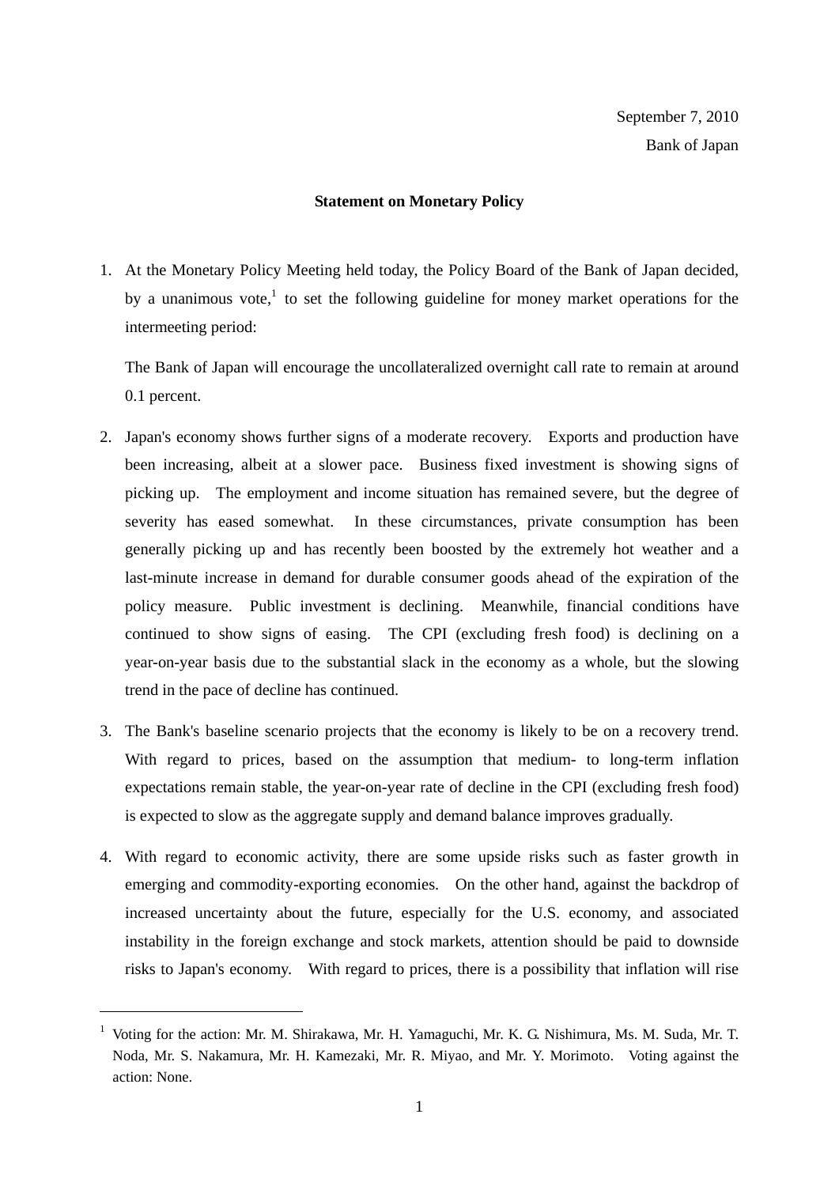September 7, 2010

Bank of Japan

**Statement on Monetary Policy**

1. At the Monetary Policy Meeting held today, the Policy Board of the Bank of Japan decided, by a unanimous vote,[1] to set the following guideline for money market operations for the intermeeting period:

   The Bank of Japan will encourage the uncollateralized overnight call rate to remain at around 0.1 percent.

2. Japan's economy shows further signs of a moderate recovery. Exports and production have been increasing, albeit at a slower pace. Business fixed investment is showing signs of picking up. The employment and income situation has remained severe, but the degree of severity has eased somewhat. In these circumstances, private consumption has been generally picking up and has recently been boosted by the extremely hot weather and a last-minute increase in demand for durable consumer goods ahead of the expiration of the policy measure. Public investment is declining. Meanwhile, financial conditions have continued to show signs of easing. The CPI (excluding fresh food) is declining on a year-on-year basis due to the substantial slack in the economy as a whole, but the slowing trend in the pace of decline has continued.

3. The Bank's baseline scenario projects that the economy is likely to be on a recovery trend. With regard to prices, based on the assumption that medium- to long-term inflation expectations remain stable, the year-on-year rate of decline in the CPI (excluding fresh food) is expected to slow as the aggregate supply and demand balance improves gradually.

4. With regard to economic activity, there are some upside risks such as faster growth in emerging and commodity-exporting economies. On the other hand, against the backdrop of increased uncertainty about the future, especially for the U.S. economy, and associated instability in the foreign exchange and stock markets, attention should be paid to downside risks to Japan's economy. With regard to prices, there is a possibility that inflation will rise

---

[1] Voting for the action: Mr. M. Shirakawa, Mr. H. Yamaguchi, Mr. K. G. Nishimura, Ms. M. Suda, Mr. T. Noda, Mr. S. Nakamura, Mr. H. Kamezaki, Mr. R. Miyao, and Mr. Y. Morimoto. Voting against the action: None.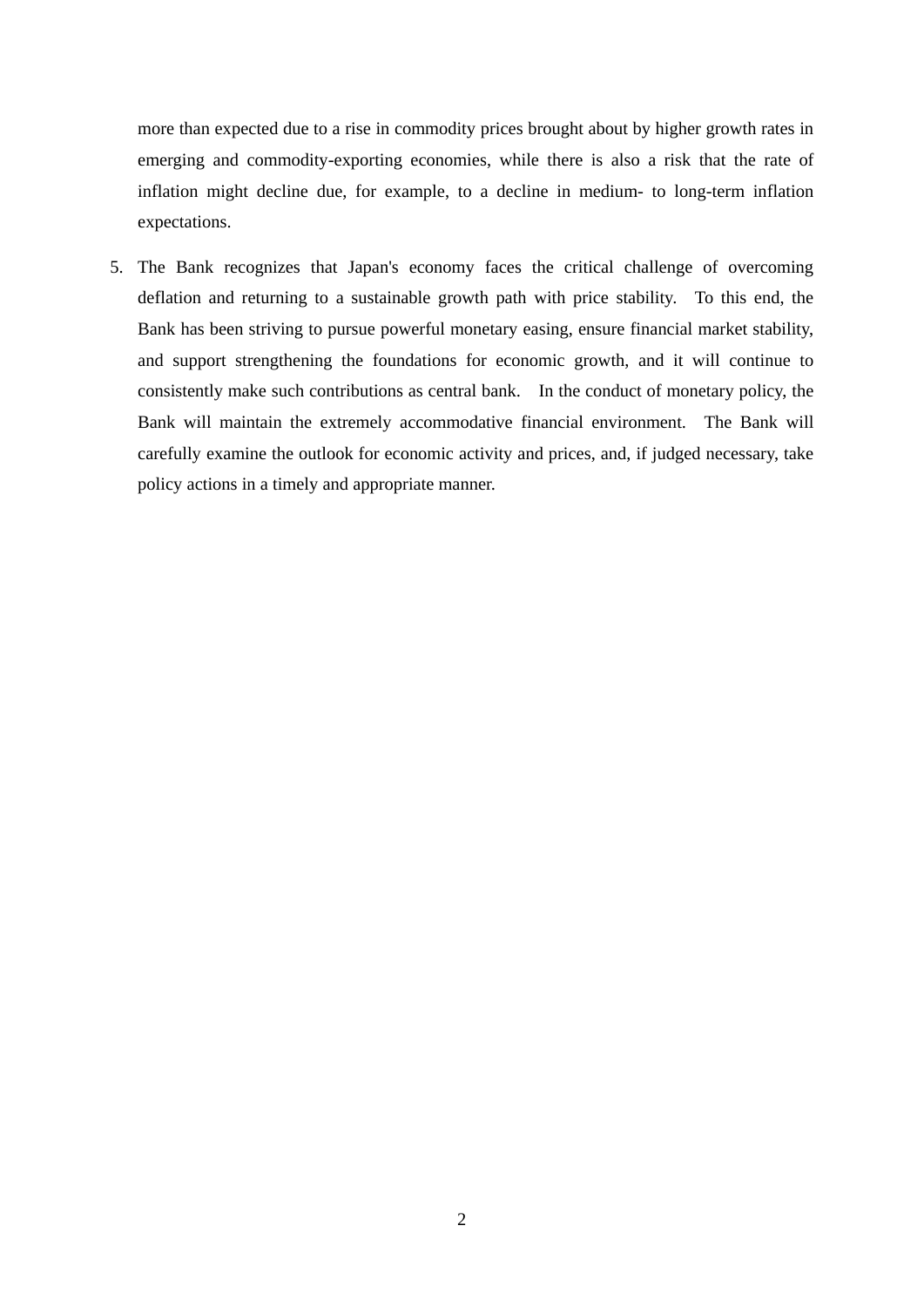more than expected due to a rise in commodity prices brought about by higher growth rates in emerging and commodity-exporting economies, while there is also a risk that the rate of inflation might decline due, for example, to a decline in medium- to long-term inflation expectations.

5. The Bank recognizes that Japan's economy faces the critical challenge of overcoming deflation and returning to a sustainable growth path with price stability. To this end, the Bank has been striving to pursue powerful monetary easing, ensure financial market stability, and support strengthening the foundations for economic growth, and it will continue to consistently make such contributions as central bank. In the conduct of monetary policy, the Bank will maintain the extremely accommodative financial environment. The Bank will carefully examine the outlook for economic activity and prices, and, if judged necessary, take policy actions in a timely and appropriate manner.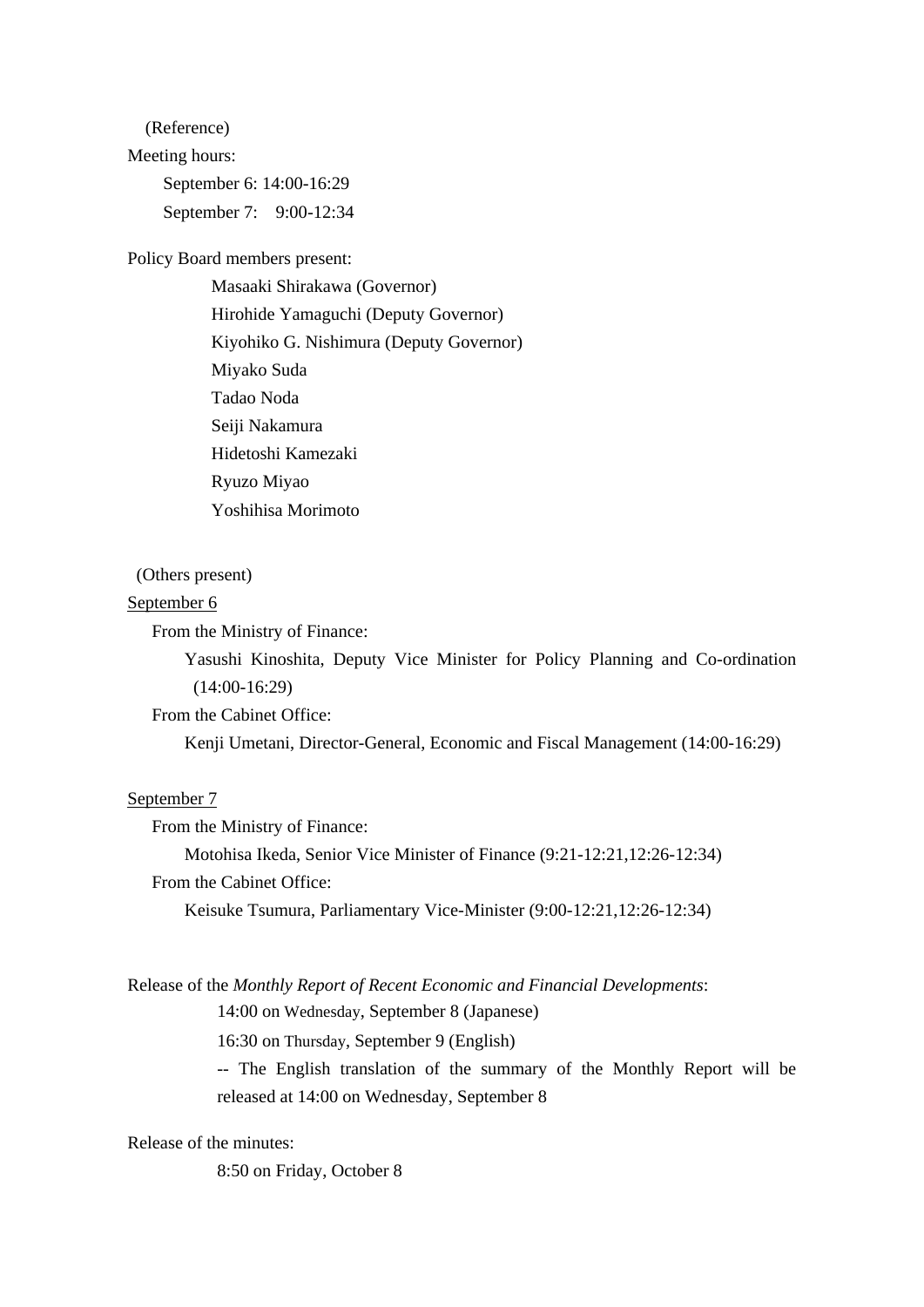(Reference)

Meeting hours:

September 6: 14:00-16:29

September 7: 9:00-12:34

Policy Board members present:

Masaaki Shirakawa (Governor)
Hirohide Yamaguchi (Deputy Governor)
Kiyohiko G. Nishimura (Deputy Governor)
Miyako Suda
Tadao Noda
Seiji Nakamura
Hidetoshi Kamezaki
Ryuzo Miyao
Yoshihisa Morimoto

(Others present)

September 6

From the Ministry of Finance:

Yasushi Kinoshita, Deputy Vice Minister for Policy Planning and Co-ordination (14:00-16:29)

From the Cabinet Office:

Kenji Umetani, Director-General, Economic and Fiscal Management (14:00-16:29)

September 7

From the Ministry of Finance:

Motohisa Ikeda, Senior Vice Minister of Finance (9:21-12:21,12:26-12:34)

From the Cabinet Office:

Keisuke Tsumura, Parliamentary Vice-Minister (9:00-12:21,12:26-12:34)

Release of the *Monthly Report of Recent Economic and Financial Developments*:

14:00 on Wednesday, September 8 (Japanese)

16:30 on Thursday, September 9 (English)

-- The English translation of the summary of the Monthly Report will be released at 14:00 on Wednesday, September 8

Release of the minutes:

8:50 on Friday, October 8